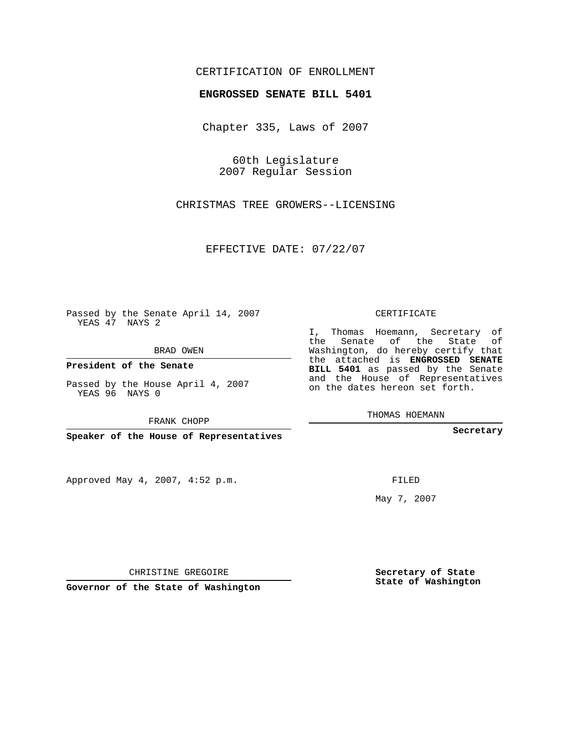CERTIFICATION OF ENROLLMENT

**ENGROSSED SENATE BILL 5401**

Chapter 335, Laws of 2007

60th Legislature
2007 Regular Session

CHRISTMAS TREE GROWERS--LICENSING

EFFECTIVE DATE: 07/22/07

Passed by the Senate April 14, 2007
YEAS 47 NAYS 2

BRAD OWEN

**President of the Senate**

Passed by the House April 4, 2007
YEAS 96 NAYS 0

FRANK CHOPP

**Speaker of the House of Representatives**

Approved May 4, 2007, 4:52 p.m.

CHRISTINE GREGOIRE

**Governor of the State of Washington**

CERTIFICATE

I, Thomas Hoemann, Secretary of the Senate of the State of Washington, do hereby certify that the attached is **ENGROSSED SENATE BILL 5401** as passed by the Senate and the House of Representatives on the dates hereon set forth.

THOMAS HOEMANN

**Secretary**

FILED

May 7, 2007

**Secretary of State**
**State of Washington**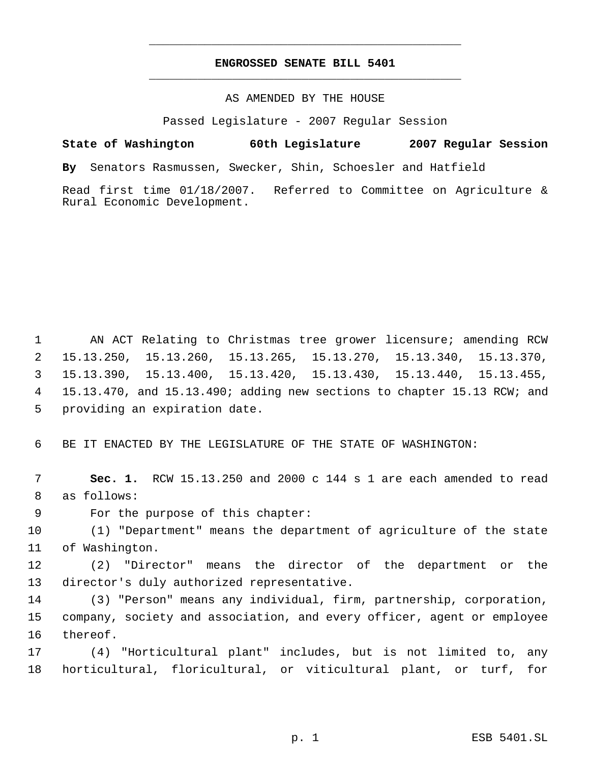**ENGROSSED SENATE BILL 5401**

AS AMENDED BY THE HOUSE

Passed Legislature - 2007 Regular Session

**State of Washington 60th Legislature 2007 Regular Session**

**By** Senators Rasmussen, Swecker, Shin, Schoesler and Hatfield

Read first time 01/18/2007. Referred to Committee on Agriculture & Rural Economic Development.

AN ACT Relating to Christmas tree grower licensure; amending RCW 15.13.250, 15.13.260, 15.13.265, 15.13.270, 15.13.340, 15.13.370, 15.13.390, 15.13.400, 15.13.420, 15.13.430, 15.13.440, 15.13.455, 15.13.470, and 15.13.490; adding new sections to chapter 15.13 RCW; and providing an expiration date.

BE IT ENACTED BY THE LEGISLATURE OF THE STATE OF WASHINGTON:

**Sec. 1.** RCW 15.13.250 and 2000 c 144 s 1 are each amended to read as follows:

For the purpose of this chapter:

(1) "Department" means the department of agriculture of the state of Washington.

(2) "Director" means the director of the department or the director's duly authorized representative.

(3) "Person" means any individual, firm, partnership, corporation, company, society and association, and every officer, agent or employee thereof.

(4) "Horticultural plant" includes, but is not limited to, any horticultural, floricultural, or viticultural plant, or turf, for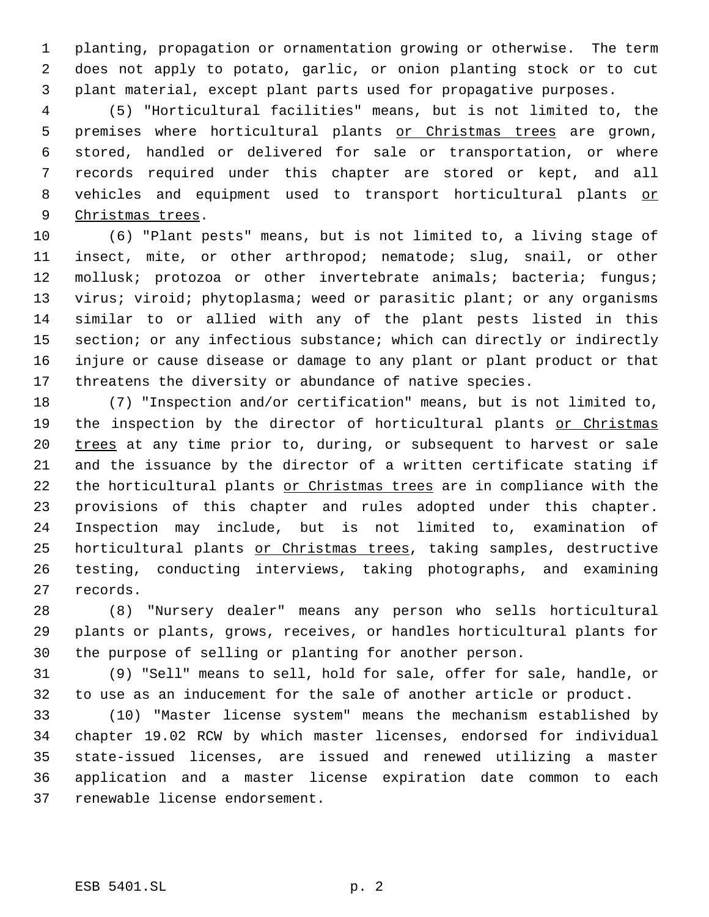planting, propagation or ornamentation growing or otherwise. The term does not apply to potato, garlic, or onion planting stock or to cut plant material, except plant parts used for propagative purposes.

(5) "Horticultural facilities" means, but is not limited to, the premises where horticultural plants <u>or Christmas trees</u> are grown, stored, handled or delivered for sale or transportation, or where records required under this chapter are stored or kept, and all vehicles and equipment used to transport horticultural plants <u>or Christmas trees</u>.

(6) "Plant pests" means, but is not limited to, a living stage of insect, mite, or other arthropod; nematode; slug, snail, or other mollusk; protozoa or other invertebrate animals; bacteria; fungus; virus; viroid; phytoplasma; weed or parasitic plant; or any organisms similar to or allied with any of the plant pests listed in this section; or any infectious substance; which can directly or indirectly injure or cause disease or damage to any plant or plant product or that threatens the diversity or abundance of native species.

(7) "Inspection and/or certification" means, but is not limited to, the inspection by the director of horticultural plants <u>or Christmas trees</u> at any time prior to, during, or subsequent to harvest or sale and the issuance by the director of a written certificate stating if the horticultural plants <u>or Christmas trees</u> are in compliance with the provisions of this chapter and rules adopted under this chapter. Inspection may include, but is not limited to, examination of horticultural plants <u>or Christmas trees</u>, taking samples, destructive testing, conducting interviews, taking photographs, and examining records.

(8) "Nursery dealer" means any person who sells horticultural plants or plants, grows, receives, or handles horticultural plants for the purpose of selling or planting for another person.

(9) "Sell" means to sell, hold for sale, offer for sale, handle, or to use as an inducement for the sale of another article or product.

(10) "Master license system" means the mechanism established by chapter 19.02 RCW by which master licenses, endorsed for individual state-issued licenses, are issued and renewed utilizing a master application and a master license expiration date common to each renewable license endorsement.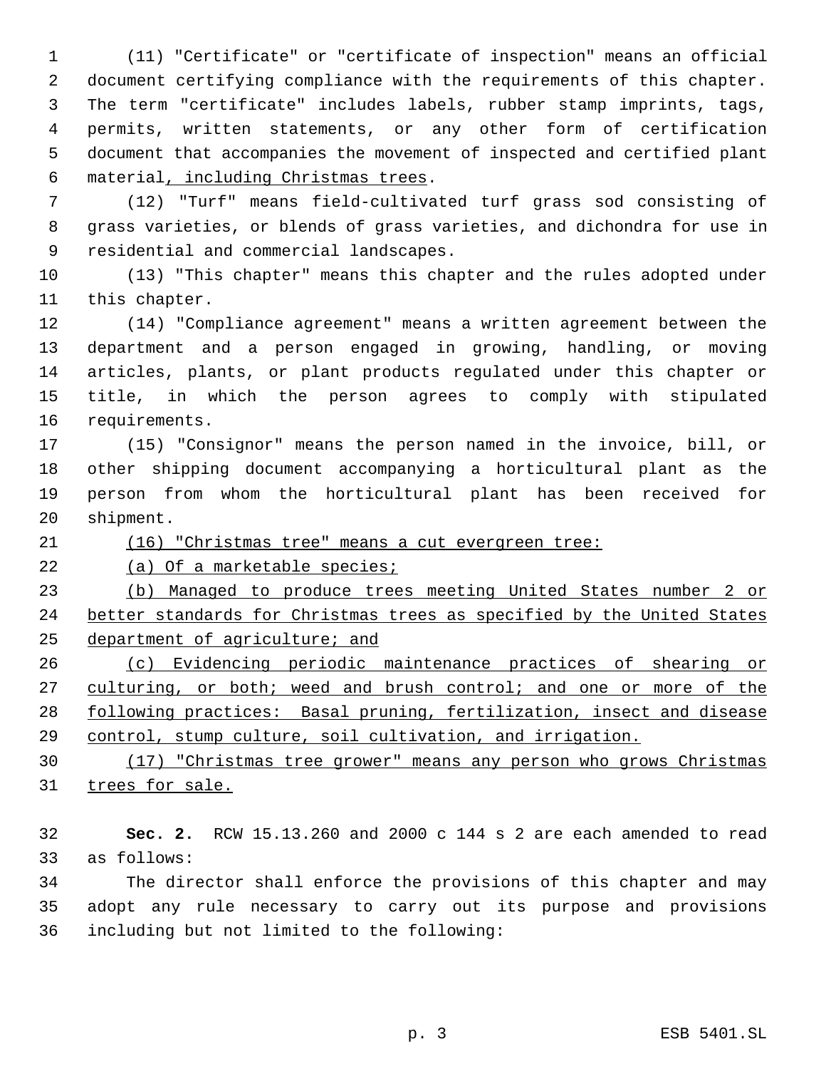(11) "Certificate" or "certificate of inspection" means an official document certifying compliance with the requirements of this chapter. The term "certificate" includes labels, rubber stamp imprints, tags, permits, written statements, or any other form of certification document that accompanies the movement of inspected and certified plant material, including Christmas trees.

(12) "Turf" means field-cultivated turf grass sod consisting of grass varieties, or blends of grass varieties, and dichondra for use in residential and commercial landscapes.

(13) "This chapter" means this chapter and the rules adopted under this chapter.

(14) "Compliance agreement" means a written agreement between the department and a person engaged in growing, handling, or moving articles, plants, or plant products regulated under this chapter or title, in which the person agrees to comply with stipulated requirements.

(15) "Consignor" means the person named in the invoice, bill, or other shipping document accompanying a horticultural plant as the person from whom the horticultural plant has been received for shipment.

(16) "Christmas tree" means a cut evergreen tree:

(a) Of a marketable species;

(b) Managed to produce trees meeting United States number 2 or better standards for Christmas trees as specified by the United States department of agriculture; and

(c) Evidencing periodic maintenance practices of shearing or culturing, or both; weed and brush control; and one or more of the following practices: Basal pruning, fertilization, insect and disease control, stump culture, soil cultivation, and irrigation.

(17) "Christmas tree grower" means any person who grows Christmas trees for sale.

**Sec. 2.** RCW 15.13.260 and 2000 c 144 s 2 are each amended to read as follows:

The director shall enforce the provisions of this chapter and may adopt any rule necessary to carry out its purpose and provisions including but not limited to the following: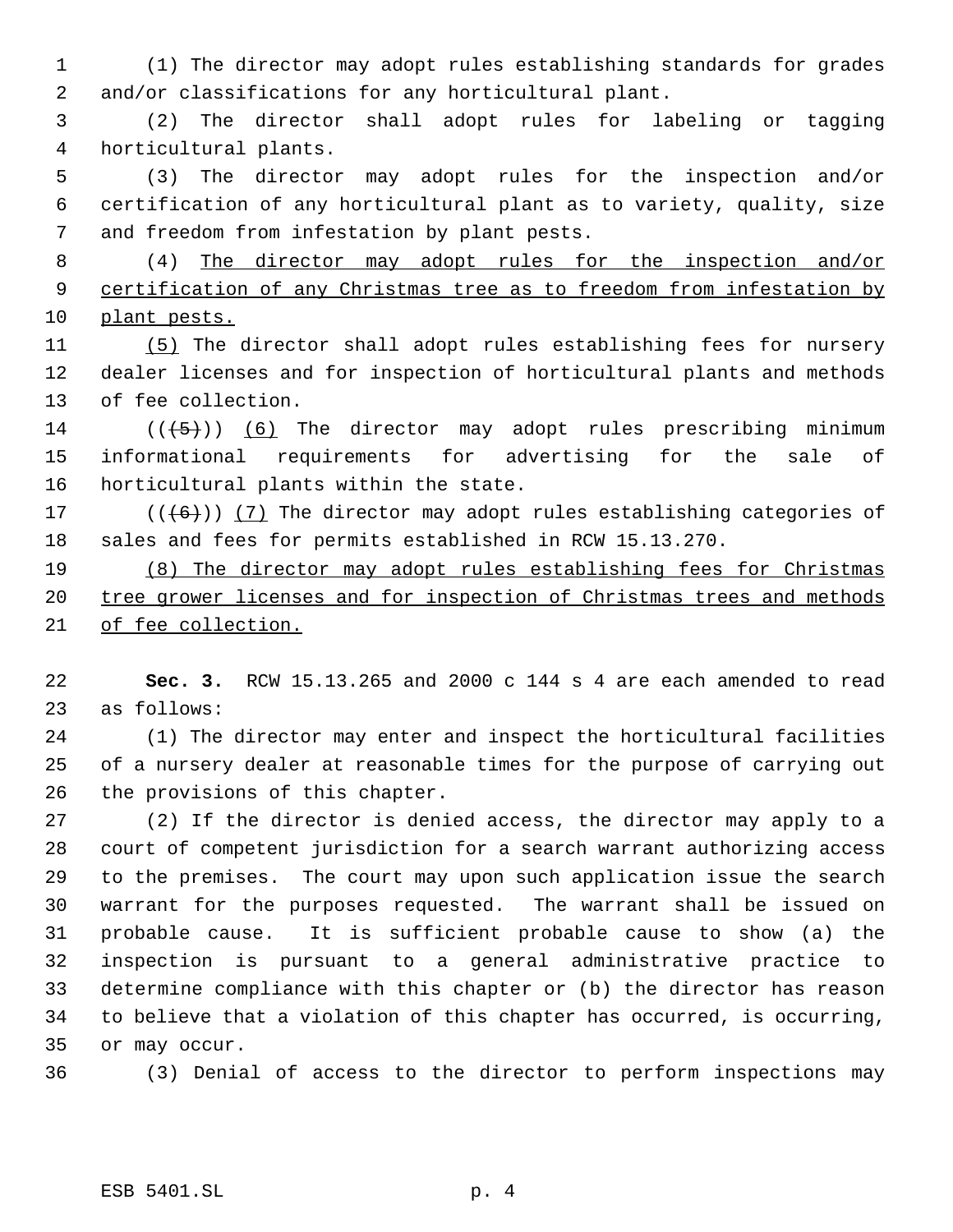(1) The director may adopt rules establishing standards for grades and/or classifications for any horticultural plant.

(2) The director shall adopt rules for labeling or tagging horticultural plants.

(3) The director may adopt rules for the inspection and/or certification of any horticultural plant as to variety, quality, size and freedom from infestation by plant pests.

(4) The director may adopt rules for the inspection and/or certification of any Christmas tree as to freedom from infestation by plant pests.

(5) The director shall adopt rules establishing fees for nursery dealer licenses and for inspection of horticultural plants and methods of fee collection.

(((5))) (6) The director may adopt rules prescribing minimum informational requirements for advertising for the sale of horticultural plants within the state.

(((6))) (7) The director may adopt rules establishing categories of sales and fees for permits established in RCW 15.13.270.

(8) The director may adopt rules establishing fees for Christmas tree grower licenses and for inspection of Christmas trees and methods of fee collection.

**Sec. 3.** RCW 15.13.265 and 2000 c 144 s 4 are each amended to read as follows:

(1) The director may enter and inspect the horticultural facilities of a nursery dealer at reasonable times for the purpose of carrying out the provisions of this chapter.

(2) If the director is denied access, the director may apply to a court of competent jurisdiction for a search warrant authorizing access to the premises. The court may upon such application issue the search warrant for the purposes requested. The warrant shall be issued on probable cause. It is sufficient probable cause to show (a) the inspection is pursuant to a general administrative practice to determine compliance with this chapter or (b) the director has reason to believe that a violation of this chapter has occurred, is occurring, or may occur.

(3) Denial of access to the director to perform inspections may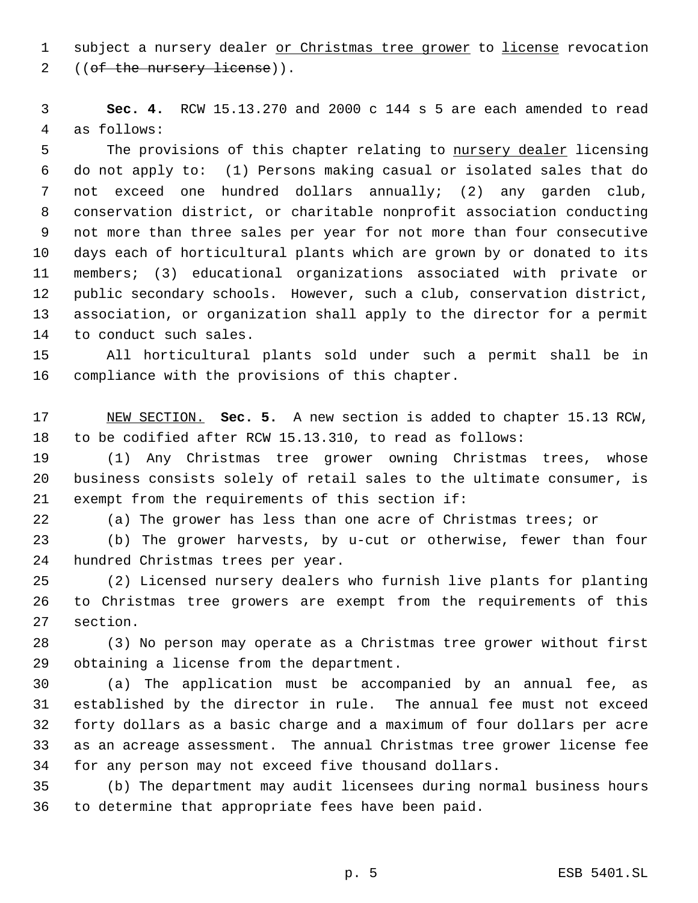subject a nursery dealer <u>or Christmas tree grower</u> to <u>license</u> revocation ((~~of the nursery license~~)).

**Sec. 4.** RCW 15.13.270 and 2000 c 144 s 5 are each amended to read as follows:

The provisions of this chapter relating to <u>nursery dealer</u> licensing do not apply to: (1) Persons making casual or isolated sales that do not exceed one hundred dollars annually; (2) any garden club, conservation district, or charitable nonprofit association conducting not more than three sales per year for not more than four consecutive days each of horticultural plants which are grown by or donated to its members; (3) educational organizations associated with private or public secondary schools. However, such a club, conservation district, association, or organization shall apply to the director for a permit to conduct such sales.

All horticultural plants sold under such a permit shall be in compliance with the provisions of this chapter.

<u>NEW SECTION.</u> **Sec. 5.** A new section is added to chapter 15.13 RCW, to be codified after RCW 15.13.310, to read as follows:

(1) Any Christmas tree grower owning Christmas trees, whose business consists solely of retail sales to the ultimate consumer, is exempt from the requirements of this section if:

(a) The grower has less than one acre of Christmas trees; or

(b) The grower harvests, by u-cut or otherwise, fewer than four hundred Christmas trees per year.

(2) Licensed nursery dealers who furnish live plants for planting to Christmas tree growers are exempt from the requirements of this section.

(3) No person may operate as a Christmas tree grower without first obtaining a license from the department.

(a) The application must be accompanied by an annual fee, as established by the director in rule. The annual fee must not exceed forty dollars as a basic charge and a maximum of four dollars per acre as an acreage assessment. The annual Christmas tree grower license fee for any person may not exceed five thousand dollars.

(b) The department may audit licensees during normal business hours to determine that appropriate fees have been paid.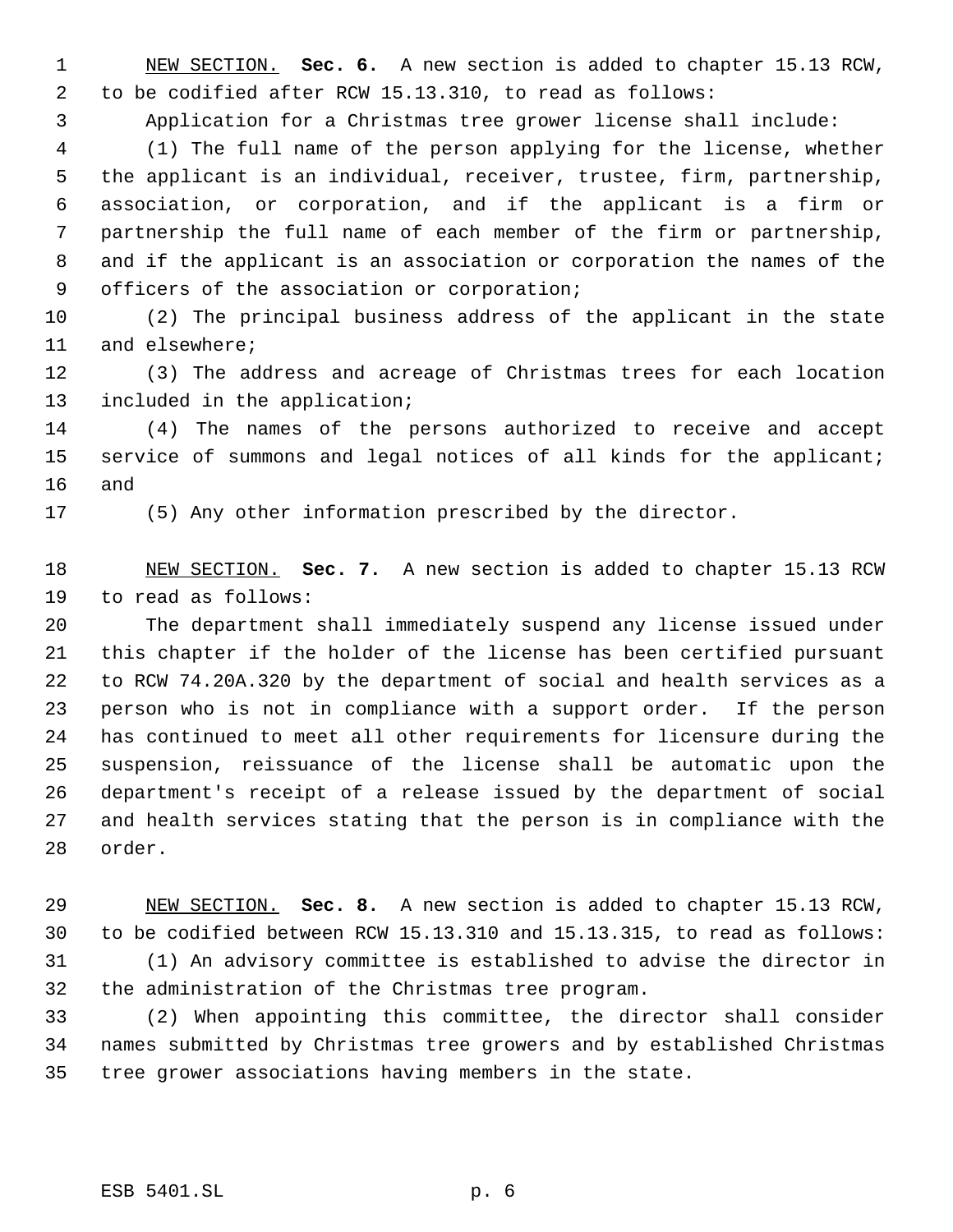NEW SECTION. **Sec. 6.** A new section is added to chapter 15.13 RCW, to be codified after RCW 15.13.310, to read as follows:

Application for a Christmas tree grower license shall include:

(1) The full name of the person applying for the license, whether the applicant is an individual, receiver, trustee, firm, partnership, association, or corporation, and if the applicant is a firm or partnership the full name of each member of the firm or partnership, and if the applicant is an association or corporation the names of the officers of the association or corporation;

(2) The principal business address of the applicant in the state and elsewhere;

(3) The address and acreage of Christmas trees for each location included in the application;

(4) The names of the persons authorized to receive and accept service of summons and legal notices of all kinds for the applicant; and

(5) Any other information prescribed by the director.

NEW SECTION. **Sec. 7.** A new section is added to chapter 15.13 RCW to read as follows:

The department shall immediately suspend any license issued under this chapter if the holder of the license has been certified pursuant to RCW 74.20A.320 by the department of social and health services as a person who is not in compliance with a support order. If the person has continued to meet all other requirements for licensure during the suspension, reissuance of the license shall be automatic upon the department's receipt of a release issued by the department of social and health services stating that the person is in compliance with the order.

NEW SECTION. **Sec. 8.** A new section is added to chapter 15.13 RCW, to be codified between RCW 15.13.310 and 15.13.315, to read as follows:

(1) An advisory committee is established to advise the director in the administration of the Christmas tree program.

(2) When appointing this committee, the director shall consider names submitted by Christmas tree growers and by established Christmas tree grower associations having members in the state.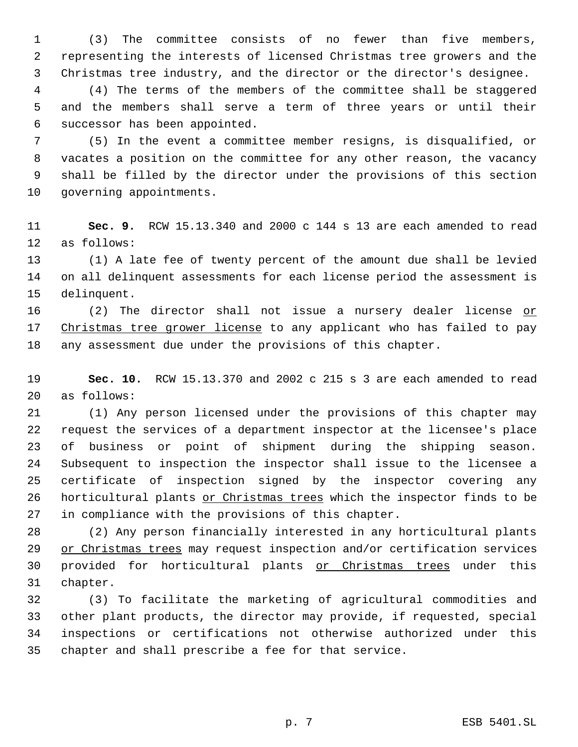(3) The committee consists of no fewer than five members, representing the interests of licensed Christmas tree growers and the Christmas tree industry, and the director or the director's designee.

(4) The terms of the members of the committee shall be staggered and the members shall serve a term of three years or until their successor has been appointed.

(5) In the event a committee member resigns, is disqualified, or vacates a position on the committee for any other reason, the vacancy shall be filled by the director under the provisions of this section governing appointments.

**Sec. 9.** RCW 15.13.340 and 2000 c 144 s 13 are each amended to read as follows:

(1) A late fee of twenty percent of the amount due shall be levied on all delinquent assessments for each license period the assessment is delinquent.

(2) The director shall not issue a nursery dealer license <u>or Christmas tree grower license</u> to any applicant who has failed to pay any assessment due under the provisions of this chapter.

**Sec. 10.** RCW 15.13.370 and 2002 c 215 s 3 are each amended to read as follows:

(1) Any person licensed under the provisions of this chapter may request the services of a department inspector at the licensee's place of business or point of shipment during the shipping season. Subsequent to inspection the inspector shall issue to the licensee a certificate of inspection signed by the inspector covering any horticultural plants <u>or Christmas trees</u> which the inspector finds to be in compliance with the provisions of this chapter.

(2) Any person financially interested in any horticultural plants <u>or Christmas trees</u> may request inspection and/or certification services provided for horticultural plants <u>or Christmas trees</u> under this chapter.

(3) To facilitate the marketing of agricultural commodities and other plant products, the director may provide, if requested, special inspections or certifications not otherwise authorized under this chapter and shall prescribe a fee for that service.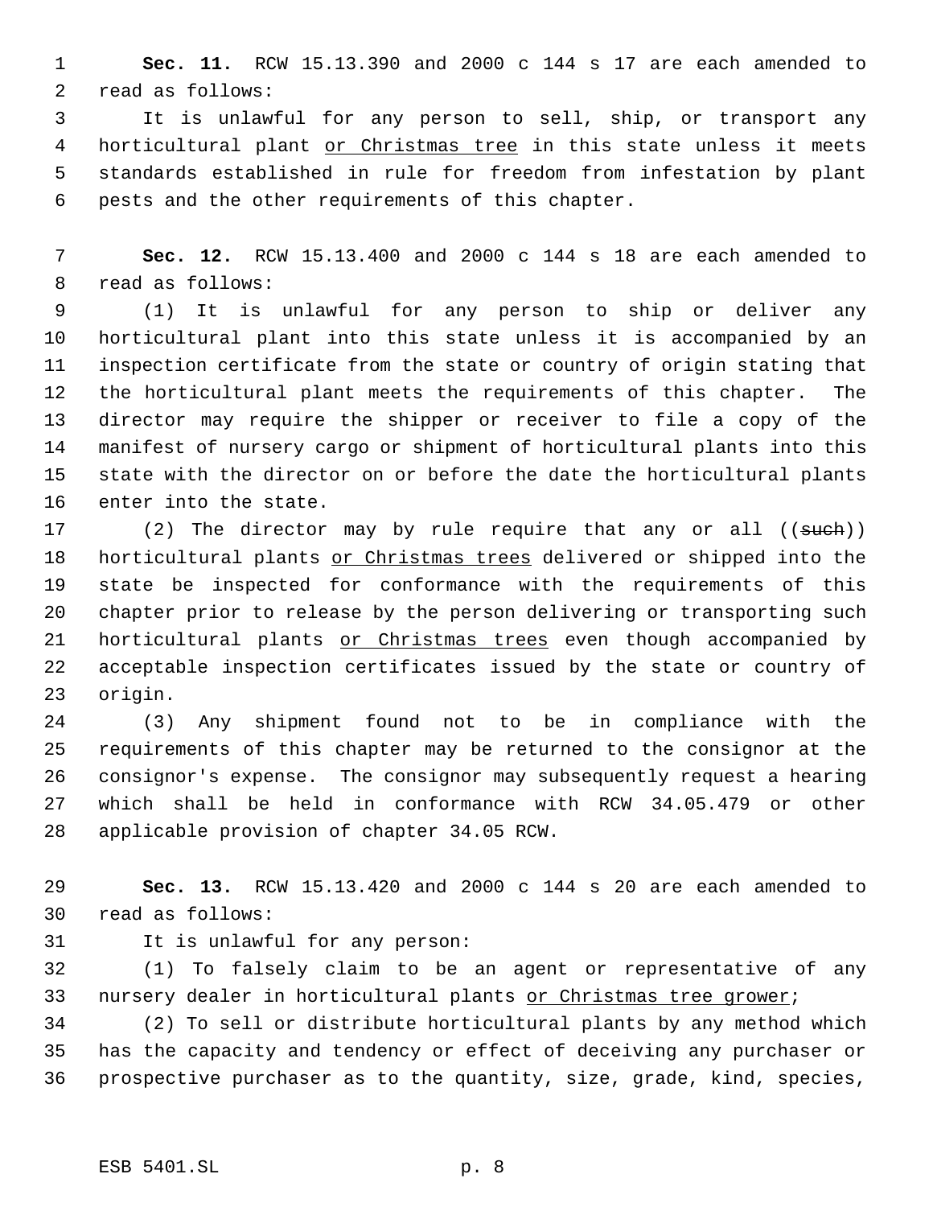**Sec. 11.** RCW 15.13.390 and 2000 c 144 s 17 are each amended to read as follows:

It is unlawful for any person to sell, ship, or transport any horticultural plant <u>or Christmas tree</u> in this state unless it meets standards established in rule for freedom from infestation by plant pests and the other requirements of this chapter.

**Sec. 12.** RCW 15.13.400 and 2000 c 144 s 18 are each amended to read as follows:

(1) It is unlawful for any person to ship or deliver any horticultural plant into this state unless it is accompanied by an inspection certificate from the state or country of origin stating that the horticultural plant meets the requirements of this chapter. The director may require the shipper or receiver to file a copy of the manifest of nursery cargo or shipment of horticultural plants into this state with the director on or before the date the horticultural plants enter into the state.

(2) The director may by rule require that any or all ((~~such~~)) horticultural plants <u>or Christmas trees</u> delivered or shipped into the state be inspected for conformance with the requirements of this chapter prior to release by the person delivering or transporting such horticultural plants <u>or Christmas trees</u> even though accompanied by acceptable inspection certificates issued by the state or country of origin.

(3) Any shipment found not to be in compliance with the requirements of this chapter may be returned to the consignor at the consignor's expense. The consignor may subsequently request a hearing which shall be held in conformance with RCW 34.05.479 or other applicable provision of chapter 34.05 RCW.

**Sec. 13.** RCW 15.13.420 and 2000 c 144 s 20 are each amended to read as follows:

It is unlawful for any person:

(1) To falsely claim to be an agent or representative of any nursery dealer in horticultural plants <u>or Christmas tree grower</u>;

(2) To sell or distribute horticultural plants by any method which has the capacity and tendency or effect of deceiving any purchaser or prospective purchaser as to the quantity, size, grade, kind, species,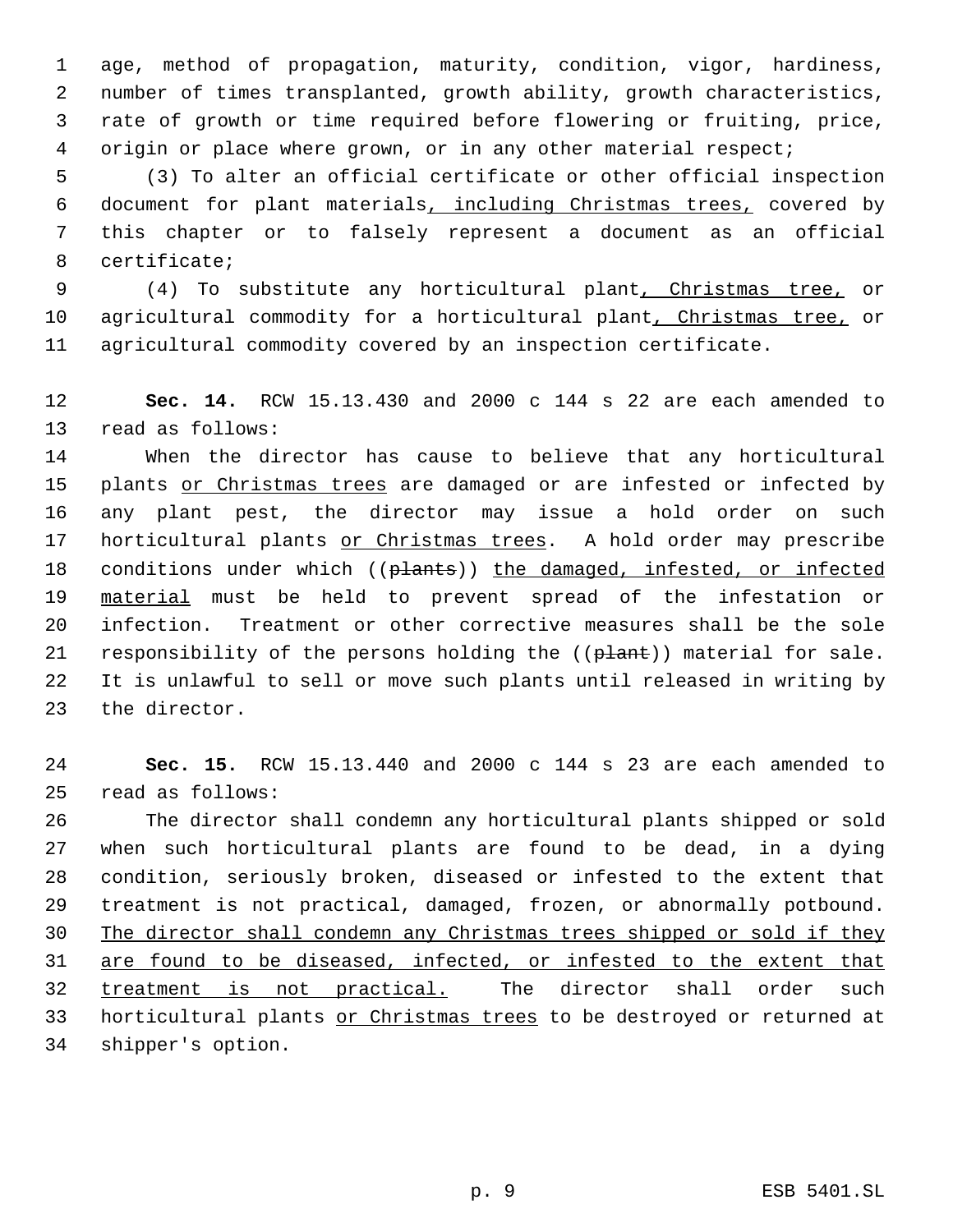age, method of propagation, maturity, condition, vigor, hardiness, number of times transplanted, growth ability, growth characteristics, rate of growth or time required before flowering or fruiting, price, origin or place where grown, or in any other material respect;

(3) To alter an official certificate or other official inspection document for plant materials, including Christmas trees, covered by this chapter or to falsely represent a document as an official certificate;

(4) To substitute any horticultural plant, Christmas tree, or agricultural commodity for a horticultural plant, Christmas tree, or agricultural commodity covered by an inspection certificate.

**Sec. 14.** RCW 15.13.430 and 2000 c 144 s 22 are each amended to read as follows:

When the director has cause to believe that any horticultural plants or Christmas trees are damaged or are infested or infected by any plant pest, the director may issue a hold order on such horticultural plants or Christmas trees. A hold order may prescribe conditions under which ((~~plants~~)) the damaged, infested, or infected material must be held to prevent spread of the infestation or infection. Treatment or other corrective measures shall be the sole responsibility of the persons holding the ((~~plant~~)) material for sale. It is unlawful to sell or move such plants until released in writing by the director.

**Sec. 15.** RCW 15.13.440 and 2000 c 144 s 23 are each amended to read as follows:

The director shall condemn any horticultural plants shipped or sold when such horticultural plants are found to be dead, in a dying condition, seriously broken, diseased or infested to the extent that treatment is not practical, damaged, frozen, or abnormally potbound. The director shall condemn any Christmas trees shipped or sold if they are found to be diseased, infected, or infested to the extent that treatment is not practical. The director shall order such horticultural plants or Christmas trees to be destroyed or returned at shipper's option.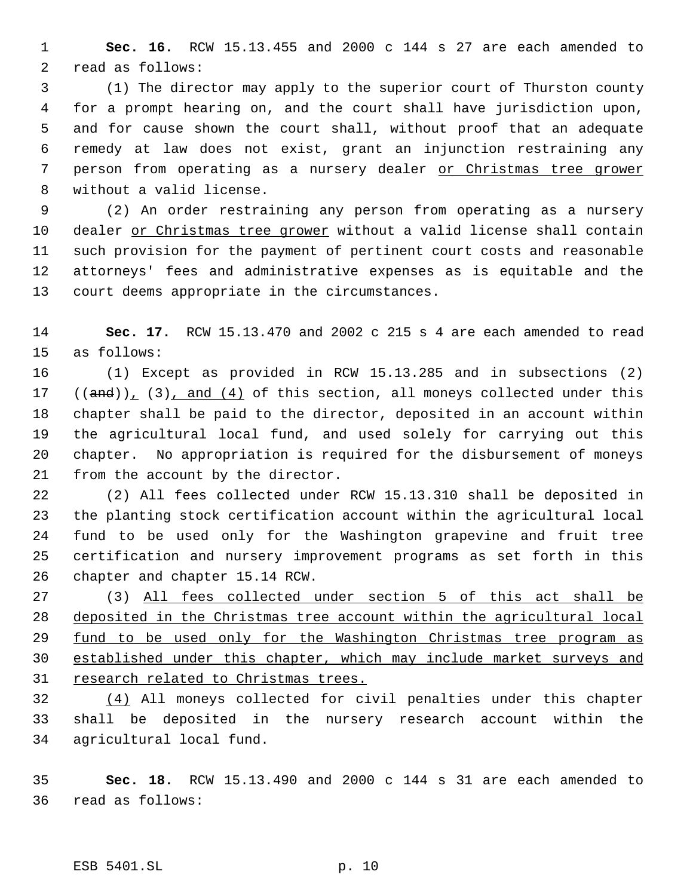**Sec. 16.** RCW 15.13.455 and 2000 c 144 s 27 are each amended to read as follows:

(1) The director may apply to the superior court of Thurston county for a prompt hearing on, and the court shall have jurisdiction upon, and for cause shown the court shall, without proof that an adequate remedy at law does not exist, grant an injunction restraining any person from operating as a nursery dealer <u>or Christmas tree grower</u> without a valid license.

(2) An order restraining any person from operating as a nursery dealer <u>or Christmas tree grower</u> without a valid license shall contain such provision for the payment of pertinent court costs and reasonable attorneys' fees and administrative expenses as is equitable and the court deems appropriate in the circumstances.

**Sec. 17.** RCW 15.13.470 and 2002 c 215 s 4 are each amended to read as follows:

(1) Except as provided in RCW 15.13.285 and in subsections (2) ((~~and~~))<u>,</u> (3)<u>, and (4)</u> of this section, all moneys collected under this chapter shall be paid to the director, deposited in an account within the agricultural local fund, and used solely for carrying out this chapter. No appropriation is required for the disbursement of moneys from the account by the director.

(2) All fees collected under RCW 15.13.310 shall be deposited in the planting stock certification account within the agricultural local fund to be used only for the Washington grapevine and fruit tree certification and nursery improvement programs as set forth in this chapter and chapter 15.14 RCW.

(3) <u>All fees collected under section 5 of this act shall be deposited in the Christmas tree account within the agricultural local fund to be used only for the Washington Christmas tree program as established under this chapter, which may include market surveys and research related to Christmas trees.</u>

<u>(4)</u> All moneys collected for civil penalties under this chapter shall be deposited in the nursery research account within the agricultural local fund.

**Sec. 18.** RCW 15.13.490 and 2000 c 144 s 31 are each amended to read as follows: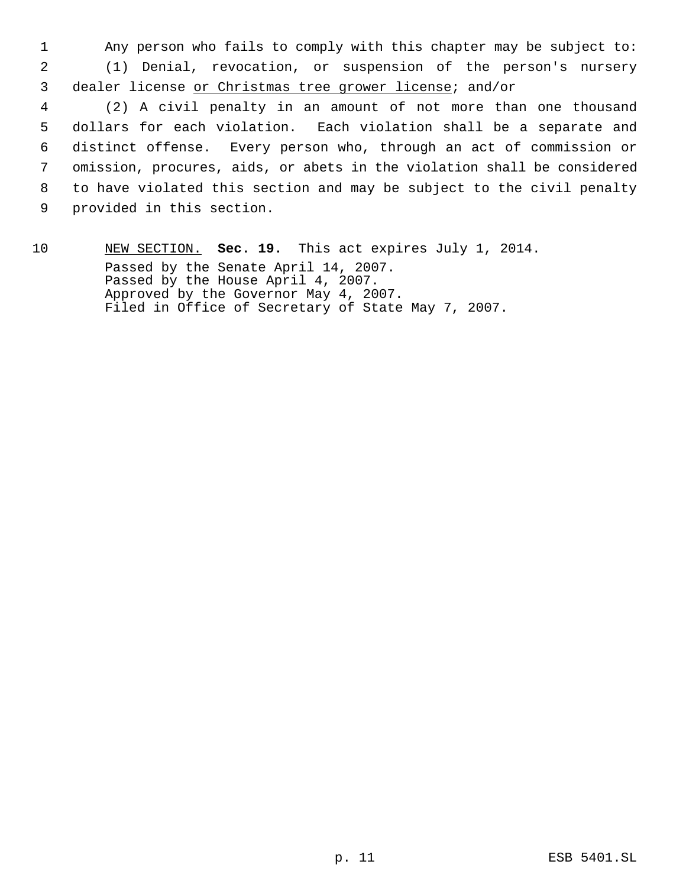Any person who fails to comply with this chapter may be subject to:

(1) Denial, revocation, or suspension of the person's nursery dealer license or Christmas tree grower license; and/or

(2) A civil penalty in an amount of not more than one thousand dollars for each violation. Each violation shall be a separate and distinct offense. Every person who, through an act of commission or omission, procures, aids, or abets in the violation shall be considered to have violated this section and may be subject to the civil penalty provided in this section.

NEW SECTION. **Sec. 19.** This act expires July 1, 2014.

Passed by the Senate April 14, 2007.
Passed by the House April 4, 2007.
Approved by the Governor May 4, 2007.
Filed in Office of Secretary of State May 7, 2007.